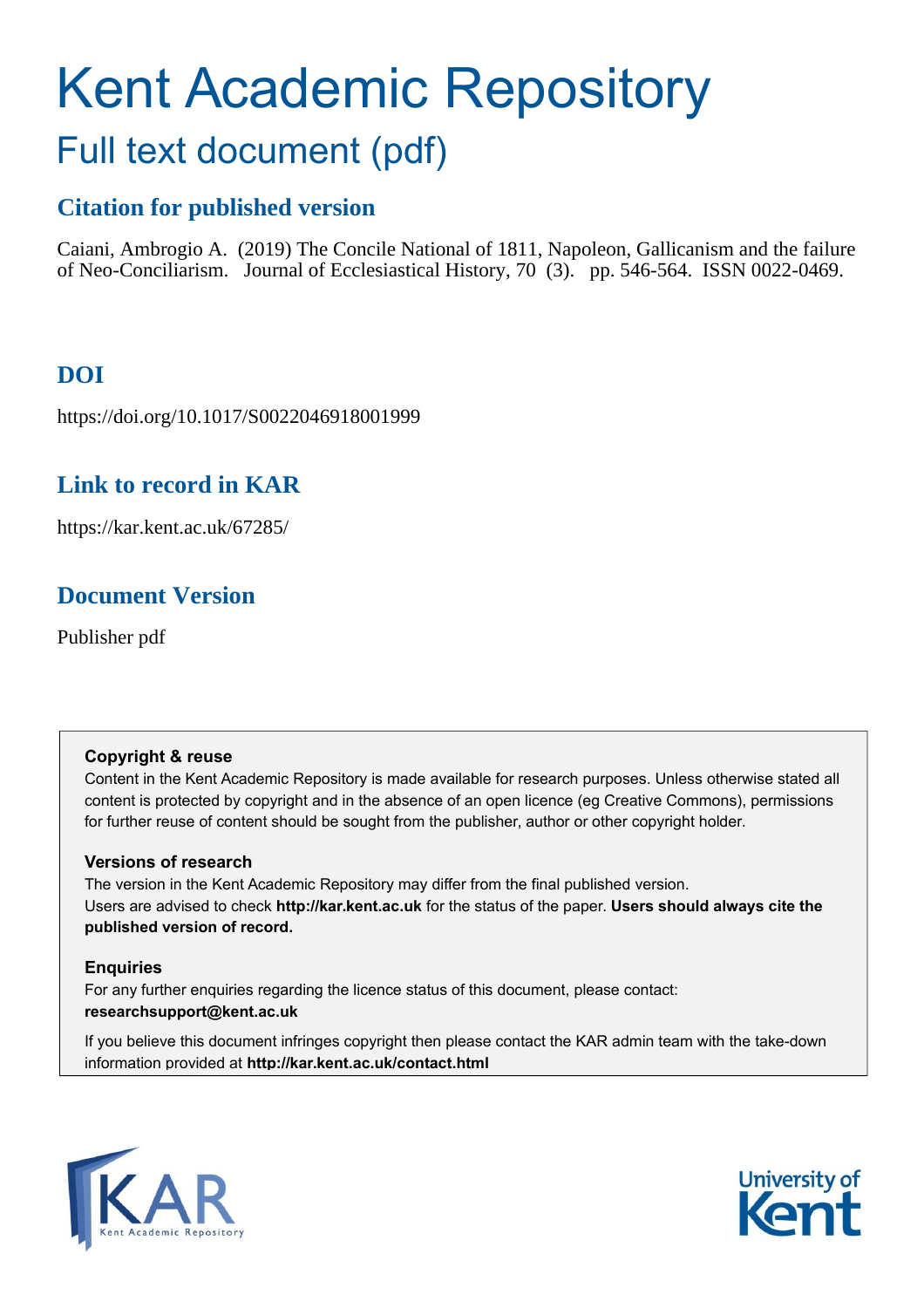# Kent Academic Repository

## Full text document (pdf)

### Citation for published version

Caiani, Ambrogio A. (2019) The Concile National of 1811, Napoleon, Gallicanism and the failure of Neo-Conciliarism. Journal of Ecclesiastical History, 70 (3). pp. 546-564. ISSN 0022-0469.

### DOI

https://doi.org/10.1017/S0022046918001999

### Link to record in KAR

https://kar.kent.ac.uk/67285/

### Document Version

Publisher pdf

**Copyright & reuse**

Content in the Kent Academic Repository is made available for research purposes. Unless otherwise stated all content is protected by copyright and in the absence of an open licence (eg Creative Commons), permissions for further reuse of content should be sought from the publisher, author or other copyright holder.

**Versions of research**

The version in the Kent Academic Repository may differ from the final published version. Users are advised to check **http://kar.kent.ac.uk** for the status of the paper. **Users should always cite the published version of record.**

**Enquiries**

For any further enquiries regarding the licence status of this document, please contact: **researchsupport@kent.ac.uk**

If you believe this document infringes copyright then please contact the KAR admin team with the take-down information provided at **http://kar.kent.ac.uk/contact.html**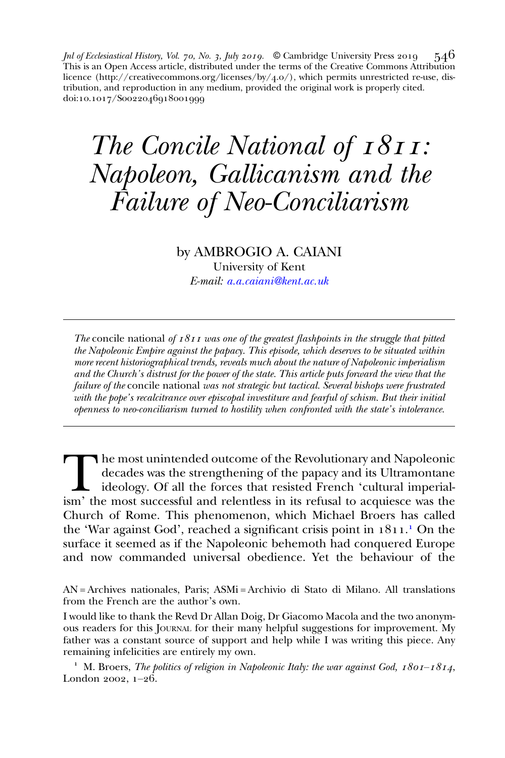Jnl of Ecclesiastical History, Vol. 70, No. 3, July 2019. © Cambridge University Press 2019
This is an Open Access article, distributed under the terms of the Creative Commons Attribution licence (http://creativecommons.org/licenses/by/4.0/), which permits unrestricted re-use, distribution, and reproduction in any medium, provided the original work is properly cited.
doi:10.1017/S0022046918001999

# *The Concile National of 1811: Napoleon, Gallicanism and the Failure of Neo-Conciliarism*

by AMBROGIO A. CAIANI
University of Kent
*E-mail: a.a.caiani@kent.ac.uk*

---

*The* concile national *of 1811 was one of the greatest flashpoints in the struggle that pitted the Napoleonic Empire against the papacy. This episode, which deserves to be situated within more recent historiographical trends, reveals much about the nature of Napoleonic imperialism and the Church's distrust for the power of the state. This article puts forward the view that the failure of the* concile national *was not strategic but tactical. Several bishops were frustrated with the pope's recalcitrance over episcopal investiture and fearful of schism. But their initial openness to neo-conciliarism turned to hostility when confronted with the state's intolerance.*

---

The most unintended outcome of the Revolutionary and Napoleonic decades was the strengthening of the papacy and its Ultramontane ideology. Of all the forces that resisted French 'cultural imperialism' the most successful and relentless in its refusal to acquiesce was the Church of Rome. This phenomenon, which Michael Broers has called the 'War against God', reached a significant crisis point in 1811.[1] On the surface it seemed as if the Napoleonic behemoth had conquered Europe and now commanded universal obedience. Yet the behaviour of the

AN = Archives nationales, Paris; ASMi = Archivio di Stato di Milano. All translations from the French are the author's own.

I would like to thank the Revd Dr Allan Doig, Dr Giacomo Macola and the two anonymous readers for this Journal for their many helpful suggestions for improvement. My father was a constant source of support and help while I was writing this piece. Any remaining infelicities are entirely my own.

[1] M. Broers, *The politics of religion in Napoleonic Italy: the war against God, 1801–1814*, London 2002, 1–26.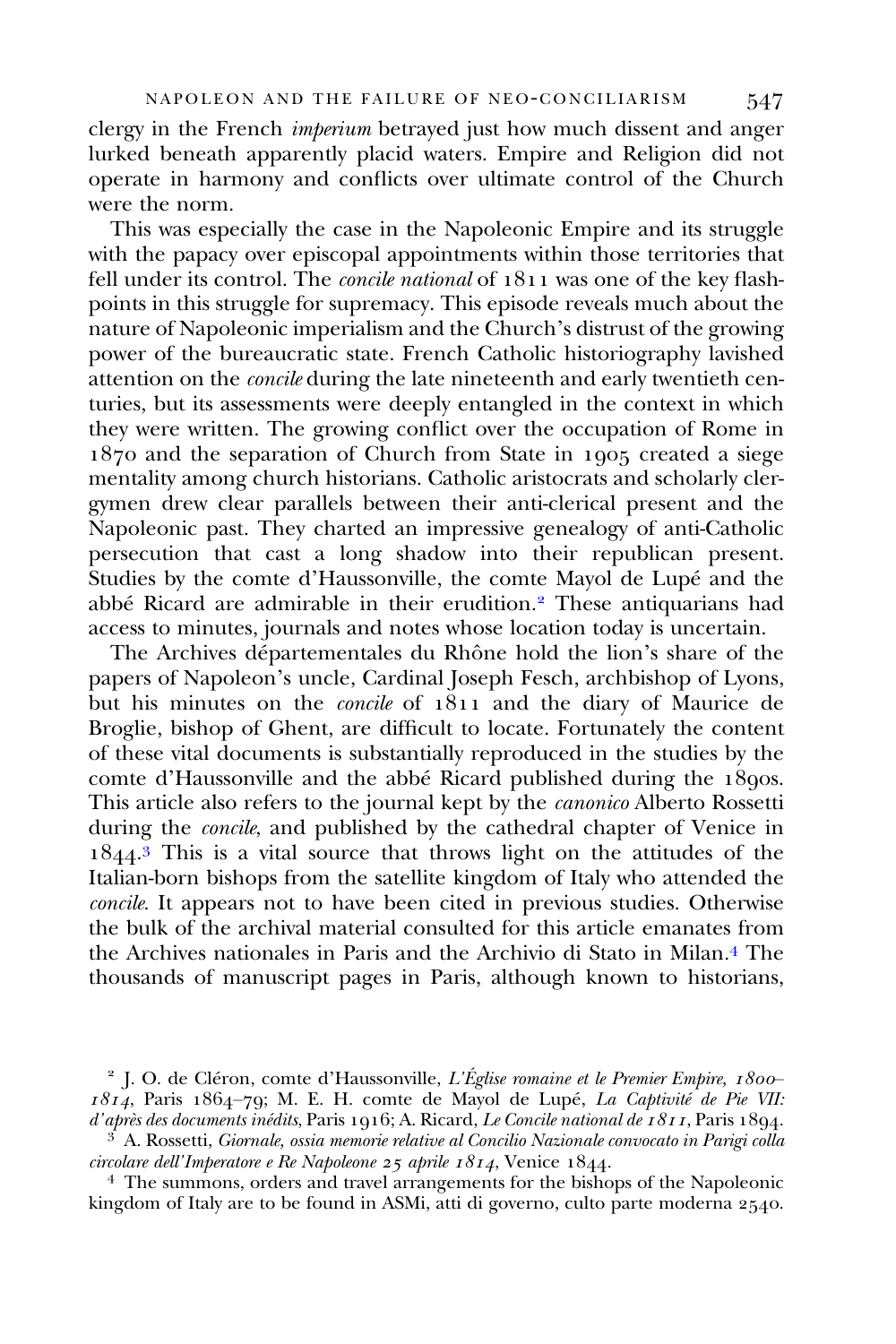clergy in the French *imperium* betrayed just how much dissent and anger lurked beneath apparently placid waters. Empire and Religion did not operate in harmony and conflicts over ultimate control of the Church were the norm.

This was especially the case in the Napoleonic Empire and its struggle with the papacy over episcopal appointments within those territories that fell under its control. The *concile national* of 1811 was one of the key flash-points in this struggle for supremacy. This episode reveals much about the nature of Napoleonic imperialism and the Church's distrust of the growing power of the bureaucratic state. French Catholic historiography lavished attention on the *concile* during the late nineteenth and early twentieth centuries, but its assessments were deeply entangled in the context in which they were written. The growing conflict over the occupation of Rome in 1870 and the separation of Church from State in 1905 created a siege mentality among church historians. Catholic aristocrats and scholarly clergymen drew clear parallels between their anti-clerical present and the Napoleonic past. They charted an impressive genealogy of anti-Catholic persecution that cast a long shadow into their republican present. Studies by the comte d'Haussonville, the comte Mayol de Lupé and the abbé Ricard are admirable in their erudition.[2] These antiquarians had access to minutes, journals and notes whose location today is uncertain.

The Archives départementales du Rhône hold the lion's share of the papers of Napoleon's uncle, Cardinal Joseph Fesch, archbishop of Lyons, but his minutes on the *concile* of 1811 and the diary of Maurice de Broglie, bishop of Ghent, are difficult to locate. Fortunately the content of these vital documents is substantially reproduced in the studies by the comte d'Haussonville and the abbé Ricard published during the 1890s. This article also refers to the journal kept by the *canonico* Alberto Rossetti during the *concile*, and published by the cathedral chapter of Venice in 1844.[3] This is a vital source that throws light on the attitudes of the Italian-born bishops from the satellite kingdom of Italy who attended the *concile*. It appears not to have been cited in previous studies. Otherwise the bulk of the archival material consulted for this article emanates from the Archives nationales in Paris and the Archivio di Stato in Milan.[4] The thousands of manuscript pages in Paris, although known to historians,

[2] J. O. de Cléron, comte d'Haussonville, *L'Église romaine et le Premier Empire, 1800–1814*, Paris 1864–79; M. E. H. comte de Mayol de Lupé, *La Captivité de Pie VII: d'après des documents inédits*, Paris 1916; A. Ricard, *Le Concile national de 1811*, Paris 1894.

[3] A. Rossetti, *Giornale, ossia memorie relative al Concilio Nazionale convocato in Parigi colla circolare dell'Imperatore e Re Napoleone 25 aprile 1814*, Venice 1844.

[4] The summons, orders and travel arrangements for the bishops of the Napoleonic kingdom of Italy are to be found in ASMi, atti di governo, culto parte moderna 2540.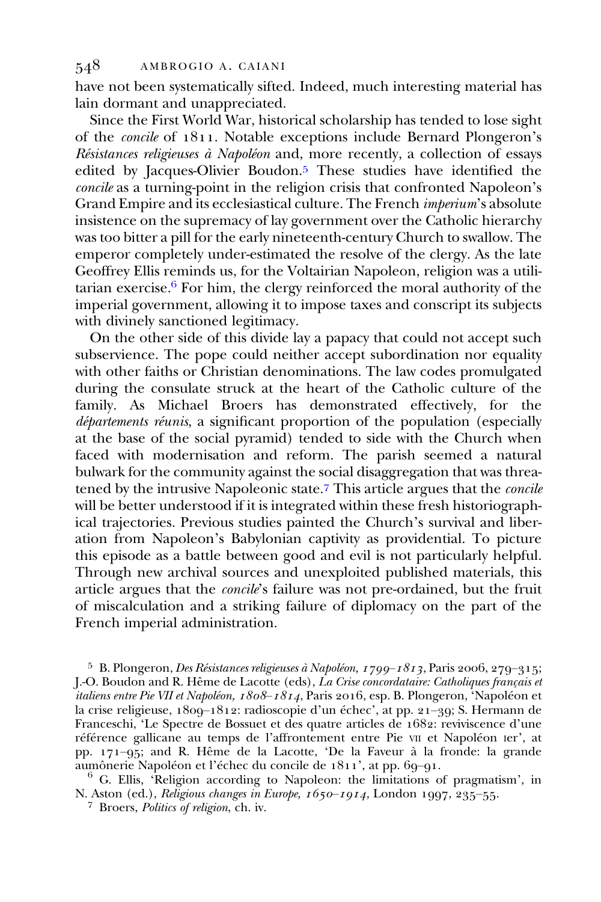have not been systematically sifted. Indeed, much interesting material has lain dormant and unappreciated.

Since the First World War, historical scholarship has tended to lose sight of the *concile* of 1811. Notable exceptions include Bernard Plongeron's *Résistances religieuses à Napoléon* and, more recently, a collection of essays edited by Jacques-Olivier Boudon.[5] These studies have identified the *concile* as a turning-point in the religion crisis that confronted Napoleon's Grand Empire and its ecclesiastical culture. The French *imperium*'s absolute insistence on the supremacy of lay government over the Catholic hierarchy was too bitter a pill for the early nineteenth-century Church to swallow. The emperor completely under-estimated the resolve of the clergy. As the late Geoffrey Ellis reminds us, for the Voltairian Napoleon, religion was a utilitarian exercise.[6] For him, the clergy reinforced the moral authority of the imperial government, allowing it to impose taxes and conscript its subjects with divinely sanctioned legitimacy.

On the other side of this divide lay a papacy that could not accept such subservience. The pope could neither accept subordination nor equality with other faiths or Christian denominations. The law codes promulgated during the consulate struck at the heart of the Catholic culture of the family. As Michael Broers has demonstrated effectively, for the *départements réunis*, a significant proportion of the population (especially at the base of the social pyramid) tended to side with the Church when faced with modernisation and reform. The parish seemed a natural bulwark for the community against the social disaggregation that was threatened by the intrusive Napoleonic state.[7] This article argues that the *concile* will be better understood if it is integrated within these fresh historiographical trajectories. Previous studies painted the Church's survival and liberation from Napoleon's Babylonian captivity as providential. To picture this episode as a battle between good and evil is not particularly helpful. Through new archival sources and unexploited published materials, this article argues that the *concile*'s failure was not pre-ordained, but the fruit of miscalculation and a striking failure of diplomacy on the part of the French imperial administration.

[5] B. Plongeron, *Des Résistances religieuses à Napoléon, 1799–1813*, Paris 2006, 279–315; J.-O. Boudon and R. Hême de Lacotte (eds), *La Crise concordataire: Catholiques français et italiens entre Pie VII et Napoléon, 1808–1814*, Paris 2016, esp. B. Plongeron, 'Napoléon et la crise religieuse, 1809–1812: radioscopie d'un échec', at pp. 21–39; S. Hermann de Franceschi, 'Le Spectre de Bossuet et des quatre articles de 1682: reviviscence d'une référence gallicane au temps de l'affrontement entre Pie VII et Napoléon Ier', at pp. 171–95; and R. Hême de la Lacotte, 'De la Faveur à la fronde: la grande aumônerie Napoléon et l'échec du concile de 1811', at pp. 69–91.

[6] G. Ellis, 'Religion according to Napoleon: the limitations of pragmatism', in N. Aston (ed.), *Religious changes in Europe, 1650–1914*, London 1997, 235–55.

[7] Broers, *Politics of religion*, ch. iv.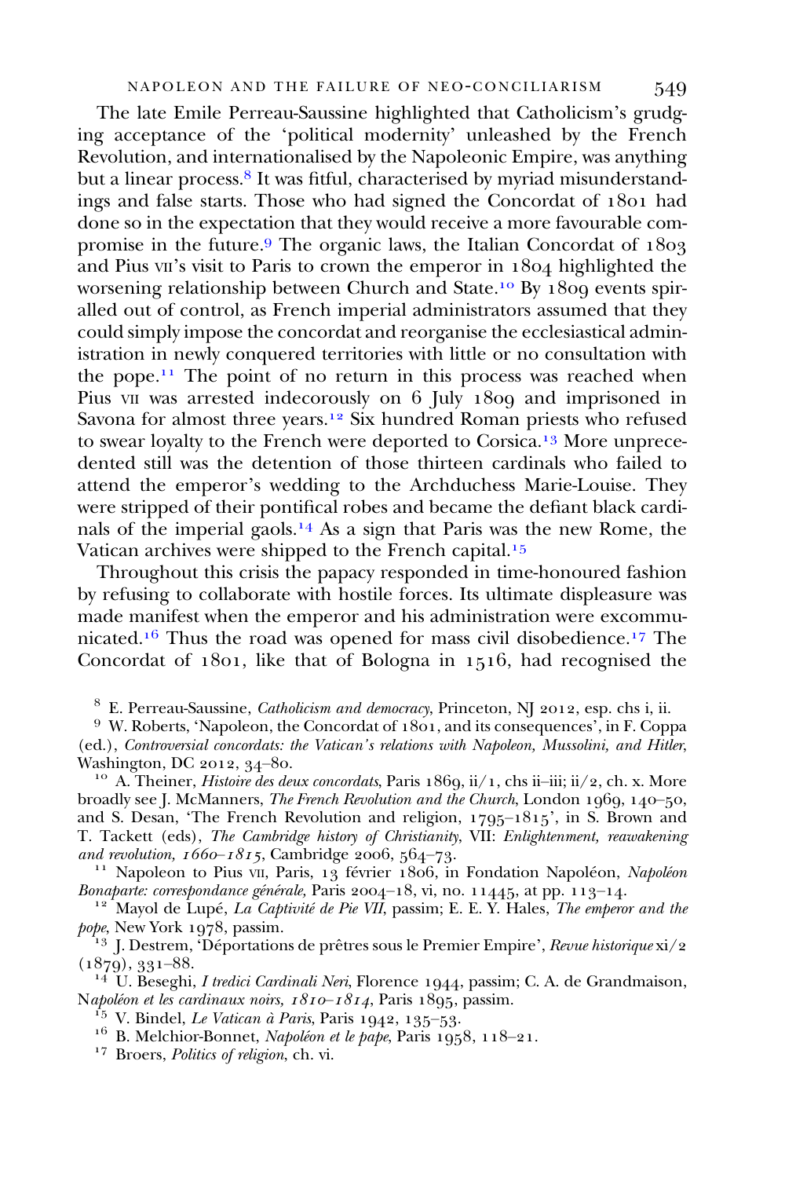The late Emile Perreau-Saussine highlighted that Catholicism's grudging acceptance of the 'political modernity' unleashed by the French Revolution, and internationalised by the Napoleonic Empire, was anything but a linear process.[8] It was fitful, characterised by myriad misunderstandings and false starts. Those who had signed the Concordat of 1801 had done so in the expectation that they would receive a more favourable compromise in the future.[9] The organic laws, the Italian Concordat of 1803 and Pius VII's visit to Paris to crown the emperor in 1804 highlighted the worsening relationship between Church and State.[10] By 1809 events spiralled out of control, as French imperial administrators assumed that they could simply impose the concordat and reorganise the ecclesiastical administration in newly conquered territories with little or no consultation with the pope.[11] The point of no return in this process was reached when Pius VII was arrested indecorously on 6 July 1809 and imprisoned in Savona for almost three years.[12] Six hundred Roman priests who refused to swear loyalty to the French were deported to Corsica.[13] More unprecedented still was the detention of those thirteen cardinals who failed to attend the emperor's wedding to the Archduchess Marie-Louise. They were stripped of their pontifical robes and became the defiant black cardinals of the imperial gaols.[14] As a sign that Paris was the new Rome, the Vatican archives were shipped to the French capital.[15]

Throughout this crisis the papacy responded in time-honoured fashion by refusing to collaborate with hostile forces. Its ultimate displeasure was made manifest when the emperor and his administration were excommunicated.[16] Thus the road was opened for mass civil disobedience.[17] The Concordat of 1801, like that of Bologna in 1516, had recognised the

[8] E. Perreau-Saussine, *Catholicism and democracy*, Princeton, NJ 2012, esp. chs i, ii.

[9] W. Roberts, 'Napoleon, the Concordat of 1801, and its consequences', in F. Coppa (ed.), *Controversial concordats: the Vatican's relations with Napoleon, Mussolini, and Hitler*, Washington, DC 2012, 34–80.

[10] A. Theiner, *Histoire des deux concordats*, Paris 1869, ii/1, chs ii–iii; ii/2, ch. x. More broadly see J. McManners, *The French Revolution and the Church*, London 1969, 140–50, and S. Desan, 'The French Revolution and religion, 1795–1815', in S. Brown and T. Tackett (eds), *The Cambridge history of Christianity*, VII: *Enlightenment, reawakening and revolution, 1660–1815*, Cambridge 2006, 564–73.

[11] Napoleon to Pius VII, Paris, 13 février 1806, in Fondation Napoléon, *Napoléon Bonaparte: correspondance générale*, Paris 2004–18, vi, no. 11445, at pp. 113–14.

[12] Mayol de Lupé, *La Captivité de Pie VII*, passim; E. E. Y. Hales, *The emperor and the pope*, New York 1978, passim.

[13] J. Destrem, 'Déportations de prêtres sous le Premier Empire', *Revue historique* xi/2 (1879), 331–88.

[14] U. Beseghi, *I tredici Cardinali Neri*, Florence 1944, passim; C. A. de Grandmaison, *Napoléon et les cardinaux noirs, 1810–1814*, Paris 1895, passim.

[15] V. Bindel, *Le Vatican à Paris*, Paris 1942, 135–53.

[16] B. Melchior-Bonnet, *Napoléon et le pape*, Paris 1958, 118–21.

[17] Broers, *Politics of religion*, ch. vi.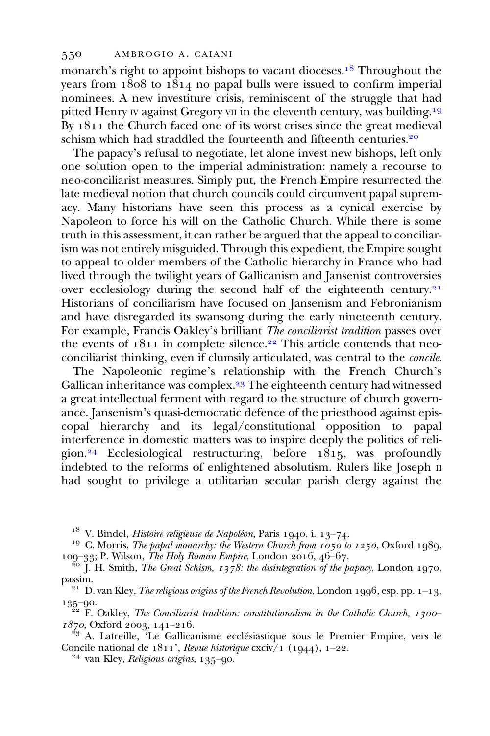monarch's right to appoint bishops to vacant dioceses.[18] Throughout the years from 1808 to 1814 no papal bulls were issued to confirm imperial nominees. A new investiture crisis, reminiscent of the struggle that had pitted Henry IV against Gregory VII in the eleventh century, was building.[19] By 1811 the Church faced one of its worst crises since the great medieval schism which had straddled the fourteenth and fifteenth centuries.[20]

The papacy's refusal to negotiate, let alone invest new bishops, left only one solution open to the imperial administration: namely a recourse to neo-conciliarist measures. Simply put, the French Empire resurrected the late medieval notion that church councils could circumvent papal supremacy. Many historians have seen this process as a cynical exercise by Napoleon to force his will on the Catholic Church. While there is some truth in this assessment, it can rather be argued that the appeal to conciliarism was not entirely misguided. Through this expedient, the Empire sought to appeal to older members of the Catholic hierarchy in France who had lived through the twilight years of Gallicanism and Jansenist controversies over ecclesiology during the second half of the eighteenth century.[21] Historians of conciliarism have focused on Jansenism and Febronianism and have disregarded its swansong during the early nineteenth century. For example, Francis Oakley's brilliant *The conciliarist tradition* passes over the events of 1811 in complete silence.[22] This article contends that neo-conciliarist thinking, even if clumsily articulated, was central to the *concile*.

The Napoleonic regime's relationship with the French Church's Gallican inheritance was complex.[23] The eighteenth century had witnessed a great intellectual ferment with regard to the structure of church governance. Jansenism's quasi-democratic defence of the priesthood against episcopal hierarchy and its legal/constitutional opposition to papal interference in domestic matters was to inspire deeply the politics of religion.[24] Ecclesiological restructuring, before 1815, was profoundly indebted to the reforms of enlightened absolutism. Rulers like Joseph II had sought to privilege a utilitarian secular parish clergy against the

---

[18] V. Bindel, *Histoire religieuse de Napoléon*, Paris 1940, i. 13–74.

[19] C. Morris, *The papal monarchy: the Western Church from 1050 to 1250*, Oxford 1989, 109–33; P. Wilson, *The Holy Roman Empire*, London 2016, 46–67.

[20] J. H. Smith, *The Great Schism, 1378: the disintegration of the papacy*, London 1970, passim.

[21] D. van Kley, *The religious origins of the French Revolution*, London 1996, esp. pp. 1–13, 135–90.

[22] F. Oakley, *The Conciliarist tradition: constitutionalism in the Catholic Church, 1300–1870*, Oxford 2003, 141–216.

[23] A. Latreille, 'Le Gallicanisme ecclésiastique sous le Premier Empire, vers le Concile national de 1811', *Revue historique* cxciv/1 (1944), 1–22.

[24] van Kley, *Religious origins*, 135–90.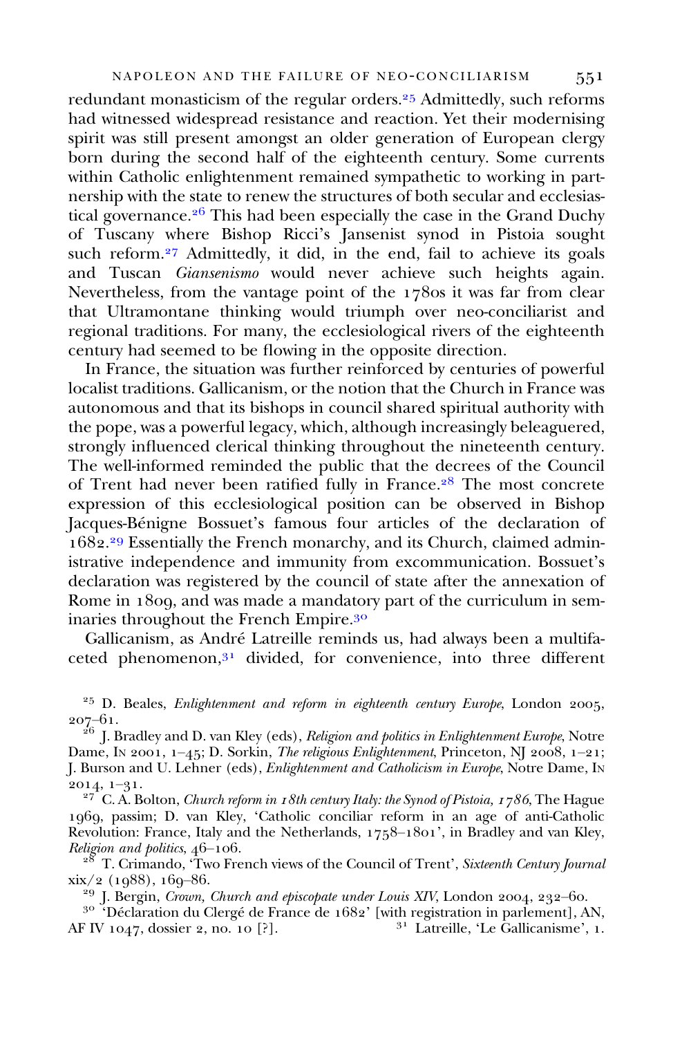redundant monasticism of the regular orders.[25] Admittedly, such reforms had witnessed widespread resistance and reaction. Yet their modernising spirit was still present amongst an older generation of European clergy born during the second half of the eighteenth century. Some currents within Catholic enlightenment remained sympathetic to working in partnership with the state to renew the structures of both secular and ecclesiastical governance.[26] This had been especially the case in the Grand Duchy of Tuscany where Bishop Ricci's Jansenist synod in Pistoia sought such reform.[27] Admittedly, it did, in the end, fail to achieve its goals and Tuscan *Giansenismo* would never achieve such heights again. Nevertheless, from the vantage point of the 1780s it was far from clear that Ultramontane thinking would triumph over neo-conciliarist and regional traditions. For many, the ecclesiological rivers of the eighteenth century had seemed to be flowing in the opposite direction.

In France, the situation was further reinforced by centuries of powerful localist traditions. Gallicanism, or the notion that the Church in France was autonomous and that its bishops in council shared spiritual authority with the pope, was a powerful legacy, which, although increasingly beleaguered, strongly influenced clerical thinking throughout the nineteenth century. The well-informed reminded the public that the decrees of the Council of Trent had never been ratified fully in France.[28] The most concrete expression of this ecclesiological position can be observed in Bishop Jacques-Bénigne Bossuet's famous four articles of the declaration of 1682.[29] Essentially the French monarchy, and its Church, claimed administrative independence and immunity from excommunication. Bossuet's declaration was registered by the council of state after the annexation of Rome in 1809, and was made a mandatory part of the curriculum in seminaries throughout the French Empire.[30]

Gallicanism, as André Latreille reminds us, had always been a multifaceted phenomenon,[31] divided, for convenience, into three different

---

[25] D. Beales, *Enlightenment and reform in eighteenth century Europe*, London 2005, 207–61.

[26] J. Bradley and D. van Kley (eds), *Religion and politics in Enlightenment Europe*, Notre Dame, IN 2001, 1–45; D. Sorkin, *The religious Enlightenment*, Princeton, NJ 2008, 1–21; J. Burson and U. Lehner (eds), *Enlightenment and Catholicism in Europe*, Notre Dame, IN 2014, 1–31.

[27] C. A. Bolton, *Church reform in 18th century Italy: the Synod of Pistoia, 1786*, The Hague 1969, passim; D. van Kley, 'Catholic conciliar reform in an age of anti-Catholic Revolution: France, Italy and the Netherlands, 1758–1801', in Bradley and van Kley, *Religion and politics*, 46–106.

[28] T. Crimando, 'Two French views of the Council of Trent', *Sixteenth Century Journal* xix/2 (1988), 169–86.

[29] J. Bergin, *Crown, Church and episcopate under Louis XIV*, London 2004, 232–60.

[30] 'Déclaration du Clergé de France de 1682' [with registration in parlement], AN, AF IV 1047, dossier 2, no. 10 [?].

[31] Latreille, 'Le Gallicanisme', 1.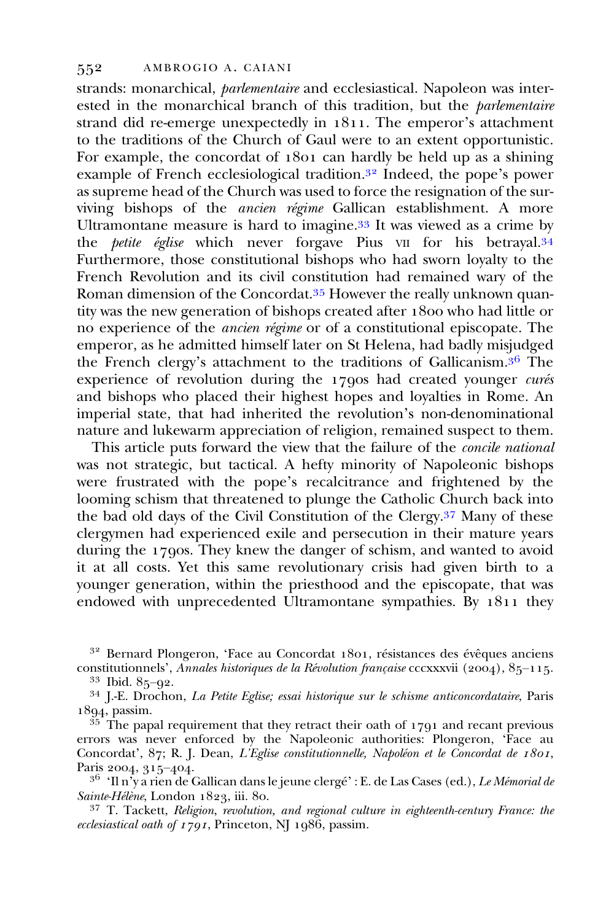strands: monarchical, *parlementaire* and ecclesiastical. Napoleon was interested in the monarchical branch of this tradition, but the *parlementaire* strand did re-emerge unexpectedly in 1811. The emperor's attachment to the traditions of the Church of Gaul were to an extent opportunistic. For example, the concordat of 1801 can hardly be held up as a shining example of French ecclesiological tradition.[32] Indeed, the pope's power as supreme head of the Church was used to force the resignation of the surviving bishops of the *ancien régime* Gallican establishment. A more Ultramontane measure is hard to imagine.[33] It was viewed as a crime by the *petite église* which never forgave Pius VII for his betrayal.[34] Furthermore, those constitutional bishops who had sworn loyalty to the French Revolution and its civil constitution had remained wary of the Roman dimension of the Concordat.[35] However the really unknown quantity was the new generation of bishops created after 1800 who had little or no experience of the *ancien régime* or of a constitutional episcopate. The emperor, as he admitted himself later on St Helena, had badly misjudged the French clergy's attachment to the traditions of Gallicanism.[36] The experience of revolution during the 1790s had created younger *curés* and bishops who placed their highest hopes and loyalties in Rome. An imperial state, that had inherited the revolution's non-denominational nature and lukewarm appreciation of religion, remained suspect to them.

This article puts forward the view that the failure of the *concile national* was not strategic, but tactical. A hefty minority of Napoleonic bishops were frustrated with the pope's recalcitrance and frightened by the looming schism that threatened to plunge the Catholic Church back into the bad old days of the Civil Constitution of the Clergy.[37] Many of these clergymen had experienced exile and persecution in their mature years during the 1790s. They knew the danger of schism, and wanted to avoid it at all costs. Yet this same revolutionary crisis had given birth to a younger generation, within the priesthood and the episcopate, that was endowed with unprecedented Ultramontane sympathies. By 1811 they

[32] Bernard Plongeron, 'Face au Concordat 1801, résistances des évêques anciens constitutionnels', *Annales historiques de la Révolution française* cccxxxvii (2004), 85–115.

[33] Ibid. 85–92.

[34] J.-E. Drochon, *La Petite Eglise; essai historique sur le schisme anticoncordataire*, Paris 1894, passim.

[35] The papal requirement that they retract their oath of 1791 and recant previous errors was never enforced by the Napoleonic authorities: Plongeron, 'Face au Concordat', 87; R. J. Dean, *L'Eglise constitutionnelle, Napoléon et le Concordat de 1801*, Paris 2004, 315–404.

[36] 'Il n'y a rien de Gallican dans le jeune clergé' : E. de Las Cases (ed.), *Le Mémorial de Sainte-Hélène*, London 1823, iii. 80.

[37] T. Tackett, *Religion, revolution, and regional culture in eighteenth-century France: the ecclesiastical oath of 1791*, Princeton, NJ 1986, passim.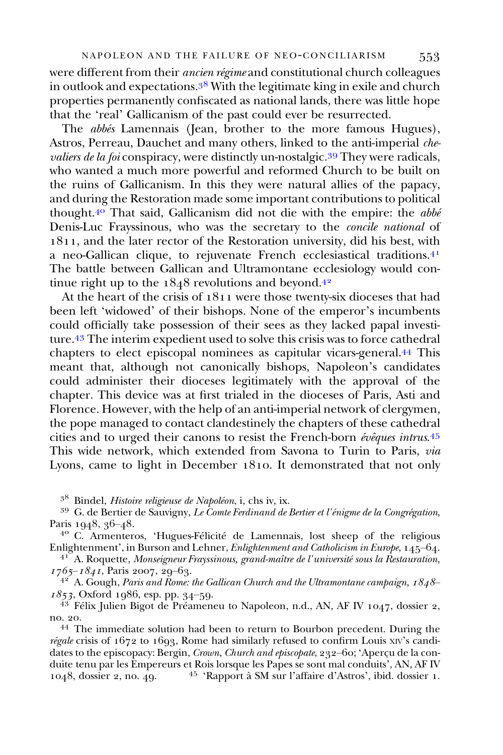were different from their *ancien régime* and constitutional church colleagues in outlook and expectations.[38] With the legitimate king in exile and church properties permanently confiscated as national lands, there was little hope that the 'real' Gallicanism of the past could ever be resurrected.

The *abbés* Lamennais (Jean, brother to the more famous Hugues), Astros, Perreau, Dauchet and many others, linked to the anti-imperial *chevaliers de la foi* conspiracy, were distinctly un-nostalgic.[39] They were radicals, who wanted a much more powerful and reformed Church to be built on the ruins of Gallicanism. In this they were natural allies of the papacy, and during the Restoration made some important contributions to political thought.[40] That said, Gallicanism did not die with the empire: the *abbé* Denis-Luc Frayssinous, who was the secretary to the *concile national* of 1811, and the later rector of the Restoration university, did his best, with a neo-Gallican clique, to rejuvenate French ecclesiastical traditions.[41] The battle between Gallican and Ultramontane ecclesiology would continue right up to the 1848 revolutions and beyond.[42]

At the heart of the crisis of 1811 were those twenty-six dioceses that had been left 'widowed' of their bishops. None of the emperor's incumbents could officially take possession of their sees as they lacked papal investiture.[43] The interim expedient used to solve this crisis was to force cathedral chapters to elect episcopal nominees as capitular vicars-general.[44] This meant that, although not canonically bishops, Napoleon's candidates could administer their dioceses legitimately with the approval of the chapter. This device was at first trialed in the dioceses of Paris, Asti and Florence. However, with the help of an anti-imperial network of clergymen, the pope managed to contact clandestinely the chapters of these cathedral cities and to urged their canons to resist the French-born *évêques intrus*.[45] This wide network, which extended from Savona to Turin to Paris, *via* Lyons, came to light in December 1810. It demonstrated that not only

---

[38] Bindel, *Histoire religieuse de Napoléon*, i, chs iv, ix.

[39] G. de Bertier de Sauvigny, *Le Comte Ferdinand de Bertier et l'énigme de la Congrégation*, Paris 1948, 36–48.

[40] C. Armenteros, 'Hugues-Félicité de Lamennais, lost sheep of the religious Enlightenment', in Burson and Lehner, *Enlightenment and Catholicism in Europe*, 145–64.

[41] A. Roquette, *Monseigneur Frayssinous, grand-maître de l'université sous la Restauration, 1765–1841*, Paris 2007, 29–63.

[42] A. Gough, *Paris and Rome: the Gallican Church and the Ultramontane campaign, 1848–1853*, Oxford 1986, esp. pp. 34–59.

[43] Félix Julien Bigot de Préameneu to Napoleon, n.d., AN, AF IV 1047, dossier 2, no. 20.

[44] The immediate solution had been to return to Bourbon precedent. During the *régale* crisis of 1672 to 1693, Rome had similarly refused to confirm Louis XIV's candidates to the episcopacy: Bergin, *Crown, Church and episcopate*, 232–60; 'Aperçu de la conduite tenu par les Empereurs et Rois lorsque les Papes se sont mal conduits', AN, AF IV 1048, dossier 2, no. 49.

[45] 'Rapport à SM sur l'affaire d'Astros', ibid. dossier 1.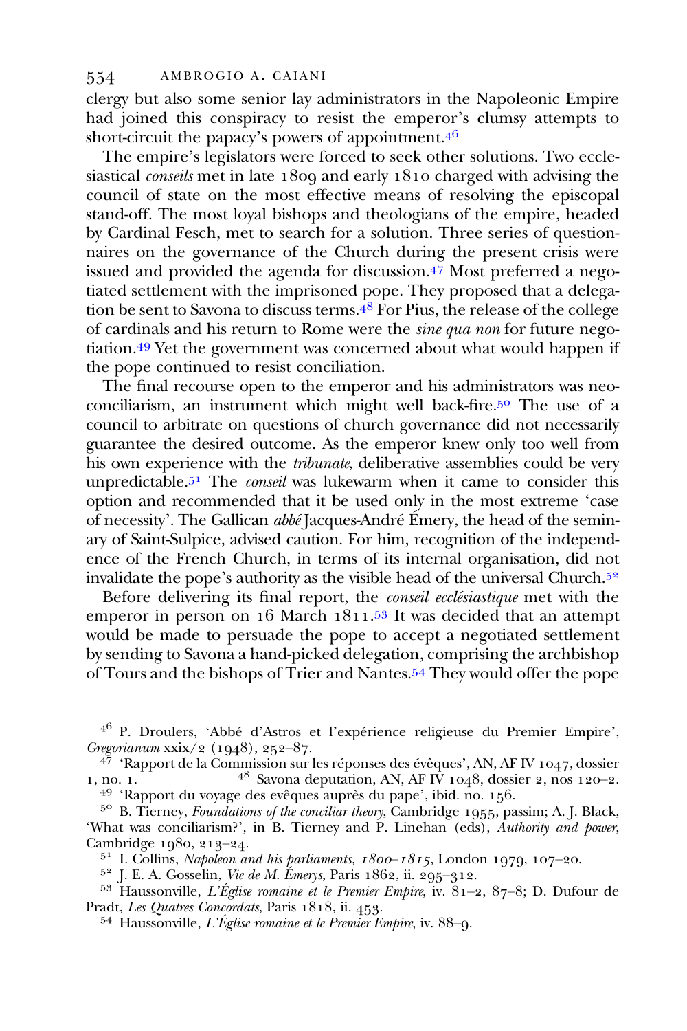clergy but also some senior lay administrators in the Napoleonic Empire had joined this conspiracy to resist the emperor's clumsy attempts to short-circuit the papacy's powers of appointment.[46]

The empire's legislators were forced to seek other solutions. Two ecclesiastical *conseils* met in late 1809 and early 1810 charged with advising the council of state on the most effective means of resolving the episcopal stand-off. The most loyal bishops and theologians of the empire, headed by Cardinal Fesch, met to search for a solution. Three series of questionnaires on the governance of the Church during the present crisis were issued and provided the agenda for discussion.[47] Most preferred a negotiated settlement with the imprisoned pope. They proposed that a delegation be sent to Savona to discuss terms.[48] For Pius, the release of the college of cardinals and his return to Rome were the *sine qua non* for future negotiation.[49] Yet the government was concerned about what would happen if the pope continued to resist conciliation.

The final recourse open to the emperor and his administrators was neo-conciliarism, an instrument which might well back-fire.[50] The use of a council to arbitrate on questions of church governance did not necessarily guarantee the desired outcome. As the emperor knew only too well from his own experience with the *tribunate*, deliberative assemblies could be very unpredictable.[51] The *conseil* was lukewarm when it came to consider this option and recommended that it be used only in the most extreme 'case of necessity'. The Gallican *abbé* Jacques-André Émery, the head of the seminary of Saint-Sulpice, advised caution. For him, recognition of the independence of the French Church, in terms of its internal organisation, did not invalidate the pope's authority as the visible head of the universal Church.[52]

Before delivering its final report, the *conseil ecclésiastique* met with the emperor in person on 16 March 1811.[53] It was decided that an attempt would be made to persuade the pope to accept a negotiated settlement by sending to Savona a hand-picked delegation, comprising the archbishop of Tours and the bishops of Trier and Nantes.[54] They would offer the pope

---

[46] P. Droulers, 'Abbé d'Astros et l'expérience religieuse du Premier Empire', *Gregorianum* xxix/2 (1948), 252–87.

[47] 'Rapport de la Commission sur les réponses des évêques', AN, AF IV 1047, dossier 1, no. 1.

[48] Savona deputation, AN, AF IV 1048, dossier 2, nos 120–2.

[49] 'Rapport du voyage des evêques auprès du pape', ibid. no. 156.

[50] B. Tierney, *Foundations of the conciliar theory*, Cambridge 1955, passim; A. J. Black, 'What was conciliarism?', in B. Tierney and P. Linehan (eds), *Authority and power*, Cambridge 1980, 213–24.

[51] I. Collins, *Napoleon and his parliaments, 1800–1815*, London 1979, 107–20.

[52] J. E. A. Gosselin, *Vie de M. Émerys*, Paris 1862, ii. 295–312.

[53] Haussonville, *L'Église romaine et le Premier Empire*, iv. 81–2, 87–8; D. Dufour de Pradt, *Les Quatres Concordats*, Paris 1818, ii. 453.

[54] Haussonville, *L'Église romaine et le Premier Empire*, iv. 88–9.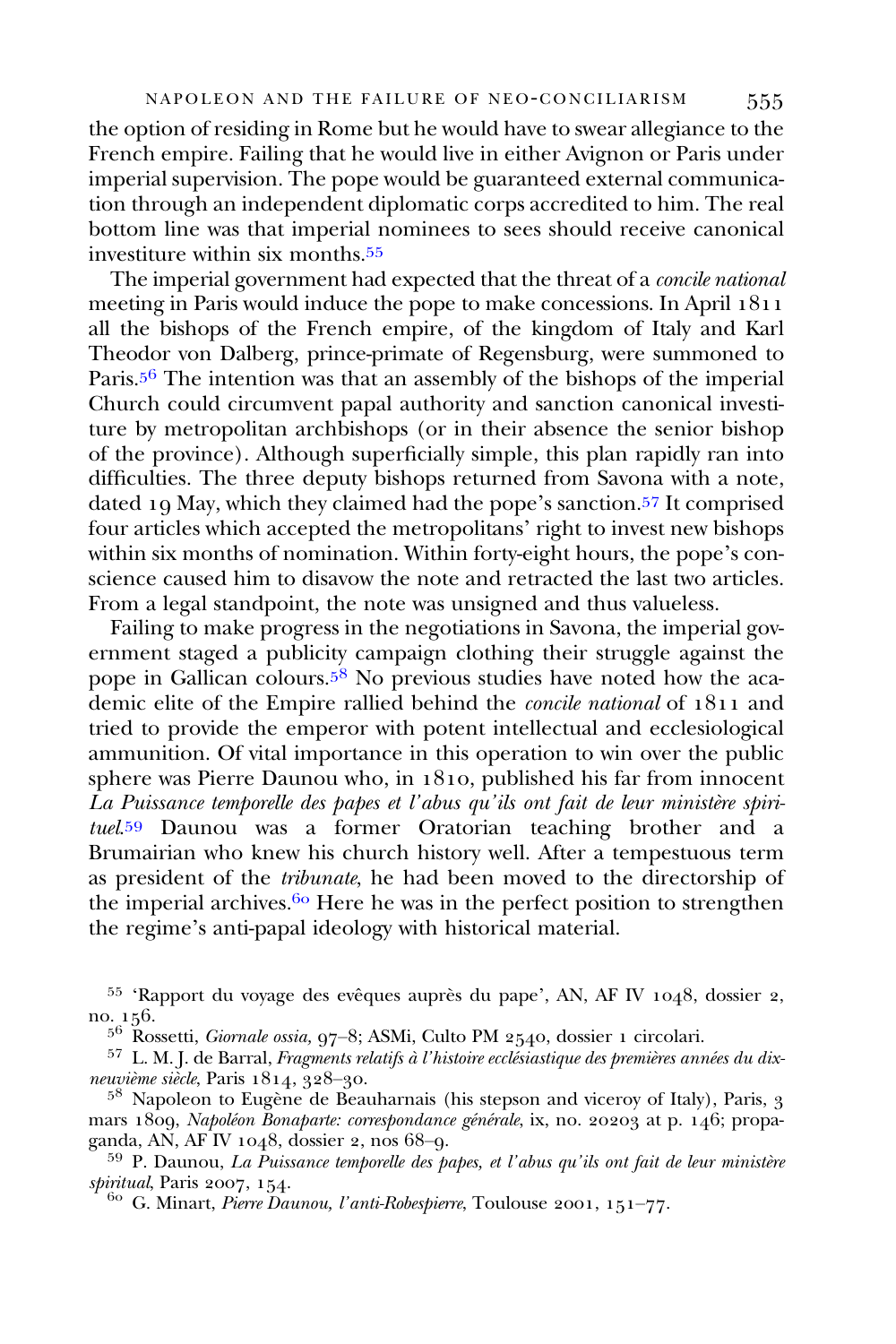the option of residing in Rome but he would have to swear allegiance to the French empire. Failing that he would live in either Avignon or Paris under imperial supervision. The pope would be guaranteed external communication through an independent diplomatic corps accredited to him. The real bottom line was that imperial nominees to sees should receive canonical investiture within six months.[55]

The imperial government had expected that the threat of a *concile national* meeting in Paris would induce the pope to make concessions. In April 1811 all the bishops of the French empire, of the kingdom of Italy and Karl Theodor von Dalberg, prince-primate of Regensburg, were summoned to Paris.[56] The intention was that an assembly of the bishops of the imperial Church could circumvent papal authority and sanction canonical investiture by metropolitan archbishops (or in their absence the senior bishop of the province). Although superficially simple, this plan rapidly ran into difficulties. The three deputy bishops returned from Savona with a note, dated 19 May, which they claimed had the pope's sanction.[57] It comprised four articles which accepted the metropolitans' right to invest new bishops within six months of nomination. Within forty-eight hours, the pope's conscience caused him to disavow the note and retracted the last two articles. From a legal standpoint, the note was unsigned and thus valueless.

Failing to make progress in the negotiations in Savona, the imperial government staged a publicity campaign clothing their struggle against the pope in Gallican colours.[58] No previous studies have noted how the academic elite of the Empire rallied behind the *concile national* of 1811 and tried to provide the emperor with potent intellectual and ecclesiological ammunition. Of vital importance in this operation to win over the public sphere was Pierre Daunou who, in 1810, published his far from innocent *La Puissance temporelle des papes et l'abus qu'ils ont fait de leur ministère spirituel*.[59] Daunou was a former Oratorian teaching brother and a Brumairian who knew his church history well. After a tempestuous term as president of the *tribunate*, he had been moved to the directorship of the imperial archives.[60] Here he was in the perfect position to strengthen the regime's anti-papal ideology with historical material.

[55] 'Rapport du voyage des evêques auprès du pape', AN, AF IV 1048, dossier 2, no. 156.

[56] Rossetti, *Giornale ossia*, 97–8; ASMi, Culto PM 2540, dossier 1 circolari.

[57] L. M. J. de Barral, *Fragments relatifs à l'histoire ecclésiastique des premières années du dix-neuvième siècle*, Paris 1814, 328–30.

[58] Napoleon to Eugène de Beauharnais (his stepson and viceroy of Italy), Paris, 3 mars 1809, *Napoléon Bonaparte: correspondance générale*, ix, no. 20203 at p. 146; propaganda, AN, AF IV 1048, dossier 2, nos 68–9.

[59] P. Daunou, *La Puissance temporelle des papes, et l'abus qu'ils ont fait de leur ministère spiritual*, Paris 2007, 154.

[60] G. Minart, *Pierre Daunou, l'anti-Robespierre*, Toulouse 2001, 151–77.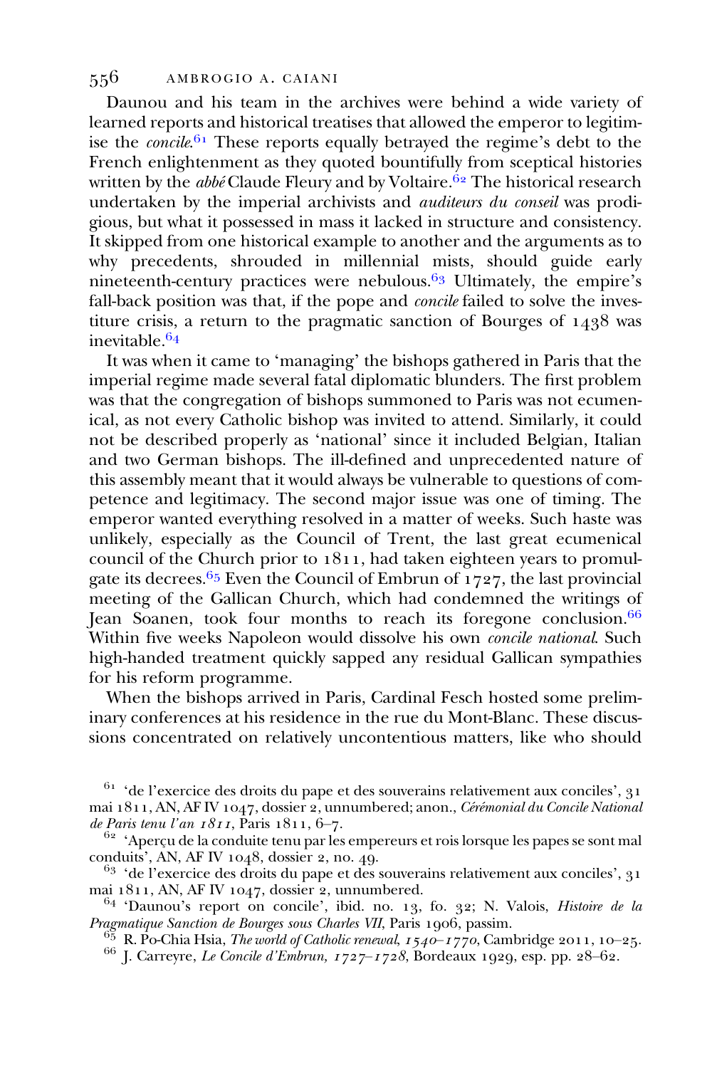Daunou and his team in the archives were behind a wide variety of learned reports and historical treatises that allowed the emperor to legitimise the *concile*.[61] These reports equally betrayed the regime's debt to the French enlightenment as they quoted bountifully from sceptical histories written by the *abbé* Claude Fleury and by Voltaire.[62] The historical research undertaken by the imperial archivists and *auditeurs du conseil* was prodigious, but what it possessed in mass it lacked in structure and consistency. It skipped from one historical example to another and the arguments as to why precedents, shrouded in millennial mists, should guide early nineteenth-century practices were nebulous.[63] Ultimately, the empire's fall-back position was that, if the pope and *concile* failed to solve the investiture crisis, a return to the pragmatic sanction of Bourges of 1438 was inevitable.[64]

It was when it came to 'managing' the bishops gathered in Paris that the imperial regime made several fatal diplomatic blunders. The first problem was that the congregation of bishops summoned to Paris was not ecumenical, as not every Catholic bishop was invited to attend. Similarly, it could not be described properly as 'national' since it included Belgian, Italian and two German bishops. The ill-defined and unprecedented nature of this assembly meant that it would always be vulnerable to questions of competence and legitimacy. The second major issue was one of timing. The emperor wanted everything resolved in a matter of weeks. Such haste was unlikely, especially as the Council of Trent, the last great ecumenical council of the Church prior to 1811, had taken eighteen years to promulgate its decrees.[65] Even the Council of Embrun of 1727, the last provincial meeting of the Gallican Church, which had condemned the writings of Jean Soanen, took four months to reach its foregone conclusion.[66] Within five weeks Napoleon would dissolve his own *concile national*. Such high-handed treatment quickly sapped any residual Gallican sympathies for his reform programme.

When the bishops arrived in Paris, Cardinal Fesch hosted some preliminary conferences at his residence in the rue du Mont-Blanc. These discussions concentrated on relatively uncontentious matters, like who should

[61] 'de l'exercice des droits du pape et des souverains relativement aux conciles', 31 mai 1811, AN, AF IV 1047, dossier 2, unnumbered; anon., *Cérémonial du Concile National de Paris tenu l'an 1811*, Paris 1811, 6–7.

[62] 'Aperçu de la conduite tenu par les empereurs et rois lorsque les papes se sont mal conduits', AN, AF IV 1048, dossier 2, no. 49.

[63] 'de l'exercice des droits du pape et des souverains relativement aux conciles', 31 mai 1811, AN, AF IV 1047, dossier 2, unnumbered.

[64] 'Daunou's report on concile', ibid. no. 13, fo. 32; N. Valois, *Histoire de la Pragmatique Sanction de Bourges sous Charles VII*, Paris 1906, passim.

[65] R. Po-Chia Hsia, *The world of Catholic renewal, 1540–1770*, Cambridge 2011, 10–25.

[66] J. Carreyre, *Le Concile d'Embrun, 1727–1728*, Bordeaux 1929, esp. pp. 28–62.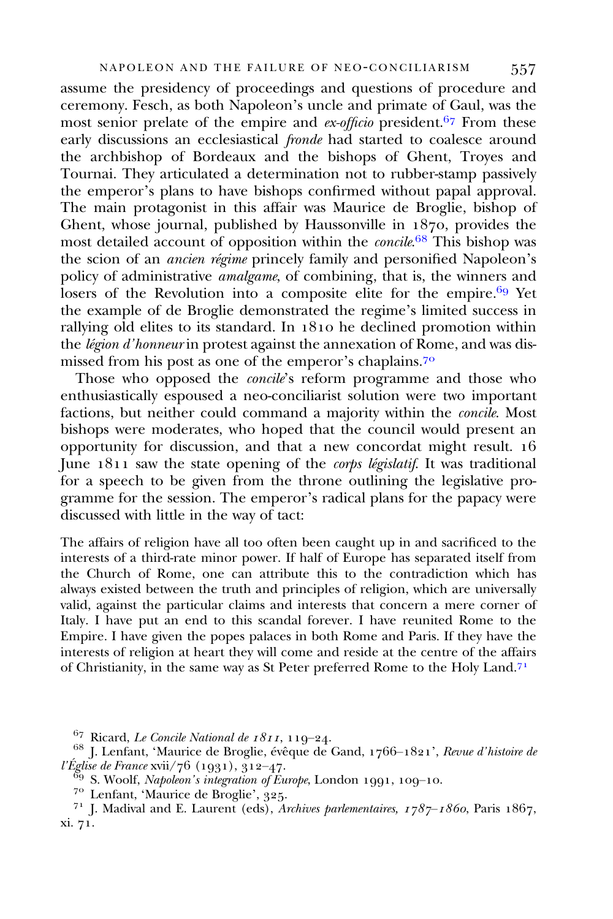assume the presidency of proceedings and questions of procedure and ceremony. Fesch, as both Napoleon's uncle and primate of Gaul, was the most senior prelate of the empire and *ex-officio* president.[67] From these early discussions an ecclesiastical *fronde* had started to coalesce around the archbishop of Bordeaux and the bishops of Ghent, Troyes and Tournai. They articulated a determination not to rubber-stamp passively the emperor's plans to have bishops confirmed without papal approval. The main protagonist in this affair was Maurice de Broglie, bishop of Ghent, whose journal, published by Haussonville in 1870, provides the most detailed account of opposition within the *concile*.[68] This bishop was the scion of an *ancien régime* princely family and personified Napoleon's policy of administrative *amalgame*, of combining, that is, the winners and losers of the Revolution into a composite elite for the empire.[69] Yet the example of de Broglie demonstrated the regime's limited success in rallying old elites to its standard. In 1810 he declined promotion within the *légion d'honneur* in protest against the annexation of Rome, and was dismissed from his post as one of the emperor's chaplains.[70]

Those who opposed the *concile*'s reform programme and those who enthusiastically espoused a neo-conciliarist solution were two important factions, but neither could command a majority within the *concile*. Most bishops were moderates, who hoped that the council would present an opportunity for discussion, and that a new concordat might result. 16 June 1811 saw the state opening of the *corps législatif*. It was traditional for a speech to be given from the throne outlining the legislative programme for the session. The emperor's radical plans for the papacy were discussed with little in the way of tact:

> The affairs of religion have all too often been caught up in and sacrificed to the interests of a third-rate minor power. If half of Europe has separated itself from the Church of Rome, one can attribute this to the contradiction which has always existed between the truth and principles of religion, which are universally valid, against the particular claims and interests that concern a mere corner of Italy. I have put an end to this scandal forever. I have reunited Rome to the Empire. I have given the popes palaces in both Rome and Paris. If they have the interests of religion at heart they will come and reside at the centre of the affairs of Christianity, in the same way as St Peter preferred Rome to the Holy Land.[71]

---

[67] Ricard, *Le Concile National de 1811*, 119–24.

[68] J. Lenfant, 'Maurice de Broglie, évêque de Gand, 1766–1821', *Revue d'histoire de l'Église de France* xvii/76 (1931), 312–47.

[69] S. Woolf, *Napoleon's integration of Europe*, London 1991, 109–10.

[70] Lenfant, 'Maurice de Broglie', 325.

[71] J. Madival and E. Laurent (eds), *Archives parlementaires, 1787–1860*, Paris 1867, xi. 71.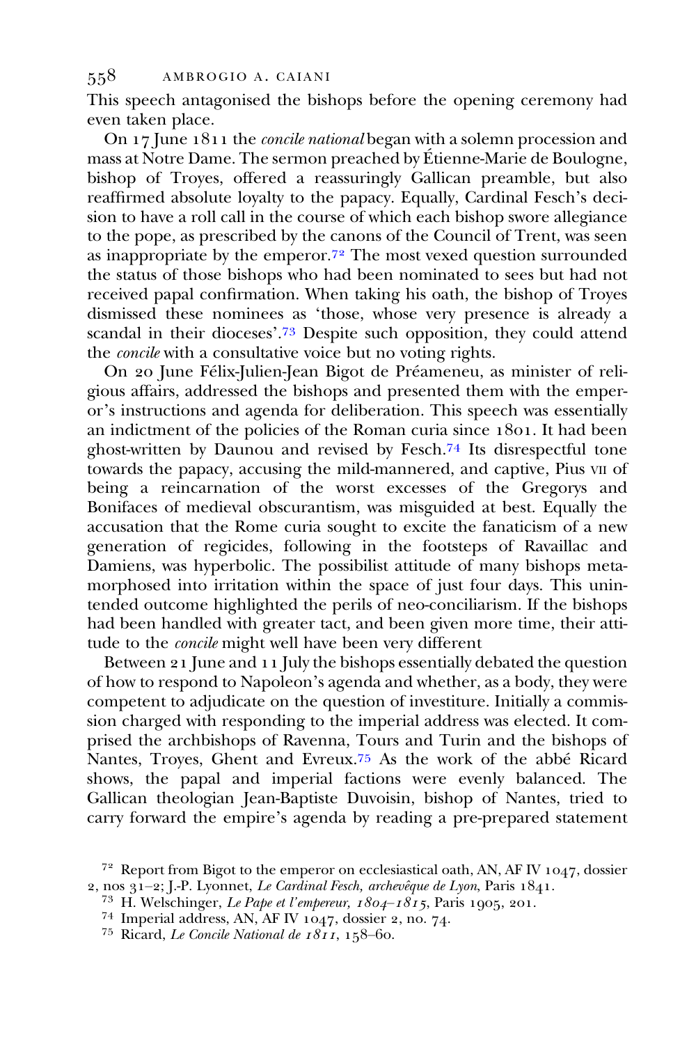This speech antagonised the bishops before the opening ceremony had even taken place.

On 17 June 1811 the *concile national* began with a solemn procession and mass at Notre Dame. The sermon preached by Étienne-Marie de Boulogne, bishop of Troyes, offered a reassuringly Gallican preamble, but also reaffirmed absolute loyalty to the papacy. Equally, Cardinal Fesch's decision to have a roll call in the course of which each bishop swore allegiance to the pope, as prescribed by the canons of the Council of Trent, was seen as inappropriate by the emperor.[72] The most vexed question surrounded the status of those bishops who had been nominated to sees but had not received papal confirmation. When taking his oath, the bishop of Troyes dismissed these nominees as 'those, whose very presence is already a scandal in their dioceses'.[73] Despite such opposition, they could attend the *concile* with a consultative voice but no voting rights.

On 20 June Félix-Julien-Jean Bigot de Préameneu, as minister of religious affairs, addressed the bishops and presented them with the emperor's instructions and agenda for deliberation. This speech was essentially an indictment of the policies of the Roman curia since 1801. It had been ghost-written by Daunou and revised by Fesch.[74] Its disrespectful tone towards the papacy, accusing the mild-mannered, and captive, Pius VII of being a reincarnation of the worst excesses of the Gregorys and Bonifaces of medieval obscurantism, was misguided at best. Equally the accusation that the Rome curia sought to excite the fanaticism of a new generation of regicides, following in the footsteps of Ravaillac and Damiens, was hyperbolic. The possibilist attitude of many bishops metamorphosed into irritation within the space of just four days. This unintended outcome highlighted the perils of neo-conciliarism. If the bishops had been handled with greater tact, and been given more time, their attitude to the *concile* might well have been very different

Between 21 June and 11 July the bishops essentially debated the question of how to respond to Napoleon's agenda and whether, as a body, they were competent to adjudicate on the question of investiture. Initially a commission charged with responding to the imperial address was elected. It comprised the archbishops of Ravenna, Tours and Turin and the bishops of Nantes, Troyes, Ghent and Evreux.[75] As the work of the abbé Ricard shows, the papal and imperial factions were evenly balanced. The Gallican theologian Jean-Baptiste Duvoisin, bishop of Nantes, tried to carry forward the empire's agenda by reading a pre-prepared statement

[72] Report from Bigot to the emperor on ecclesiastical oath, AN, AF IV 1047, dossier 2, nos 31–2; J.-P. Lyonnet, *Le Cardinal Fesch, archevêque de Lyon*, Paris 1841.

[73] H. Welschinger, *Le Pape et l'empereur, 1804–1815*, Paris 1905, 201.

[74] Imperial address, AN, AF IV 1047, dossier 2, no. 74.

[75] Ricard, *Le Concile National de 1811*, 158–60.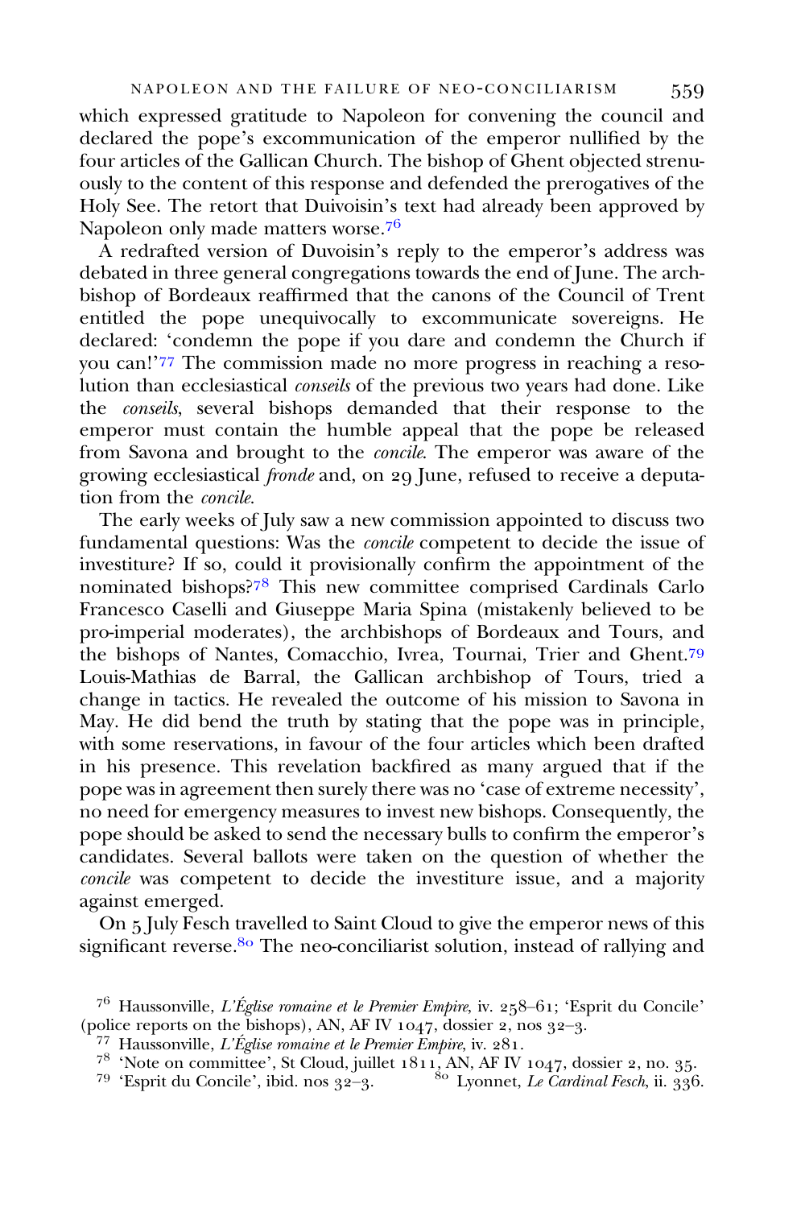which expressed gratitude to Napoleon for convening the council and declared the pope's excommunication of the emperor nullified by the four articles of the Gallican Church. The bishop of Ghent objected strenuously to the content of this response and defended the prerogatives of the Holy See. The retort that Duivoisin's text had already been approved by Napoleon only made matters worse.[76]

A redrafted version of Duvoisin's reply to the emperor's address was debated in three general congregations towards the end of June. The archbishop of Bordeaux reaffirmed that the canons of the Council of Trent entitled the pope unequivocally to excommunicate sovereigns. He declared: 'condemn the pope if you dare and condemn the Church if you can!'[77] The commission made no more progress in reaching a resolution than ecclesiastical *conseils* of the previous two years had done. Like the *conseils*, several bishops demanded that their response to the emperor must contain the humble appeal that the pope be released from Savona and brought to the *concile*. The emperor was aware of the growing ecclesiastical *fronde* and, on 29 June, refused to receive a deputation from the *concile*.

The early weeks of July saw a new commission appointed to discuss two fundamental questions: Was the *concile* competent to decide the issue of investiture? If so, could it provisionally confirm the appointment of the nominated bishops?[78] This new committee comprised Cardinals Carlo Francesco Caselli and Giuseppe Maria Spina (mistakenly believed to be pro-imperial moderates), the archbishops of Bordeaux and Tours, and the bishops of Nantes, Comacchio, Ivrea, Tournai, Trier and Ghent.[79] Louis-Mathias de Barral, the Gallican archbishop of Tours, tried a change in tactics. He revealed the outcome of his mission to Savona in May. He did bend the truth by stating that the pope was in principle, with some reservations, in favour of the four articles which been drafted in his presence. This revelation backfired as many argued that if the pope was in agreement then surely there was no 'case of extreme necessity', no need for emergency measures to invest new bishops. Consequently, the pope should be asked to send the necessary bulls to confirm the emperor's candidates. Several ballots were taken on the question of whether the *concile* was competent to decide the investiture issue, and a majority against emerged.

On 5 July Fesch travelled to Saint Cloud to give the emperor news of this significant reverse.[80] The neo-conciliarist solution, instead of rallying and

[76] Haussonville, *L'Église romaine et le Premier Empire*, iv. 258–61; 'Esprit du Concile' (police reports on the bishops), AN, AF IV 1047, dossier 2, nos 32–3.

[77] Haussonville, *L'Église romaine et le Premier Empire*, iv. 281.

[78] 'Note on committee', St Cloud, juillet 1811, AN, AF IV 1047, dossier 2, no. 35.

[79] 'Esprit du Concile', ibid. nos 32–3.

[80] Lyonnet, *Le Cardinal Fesch*, ii. 336.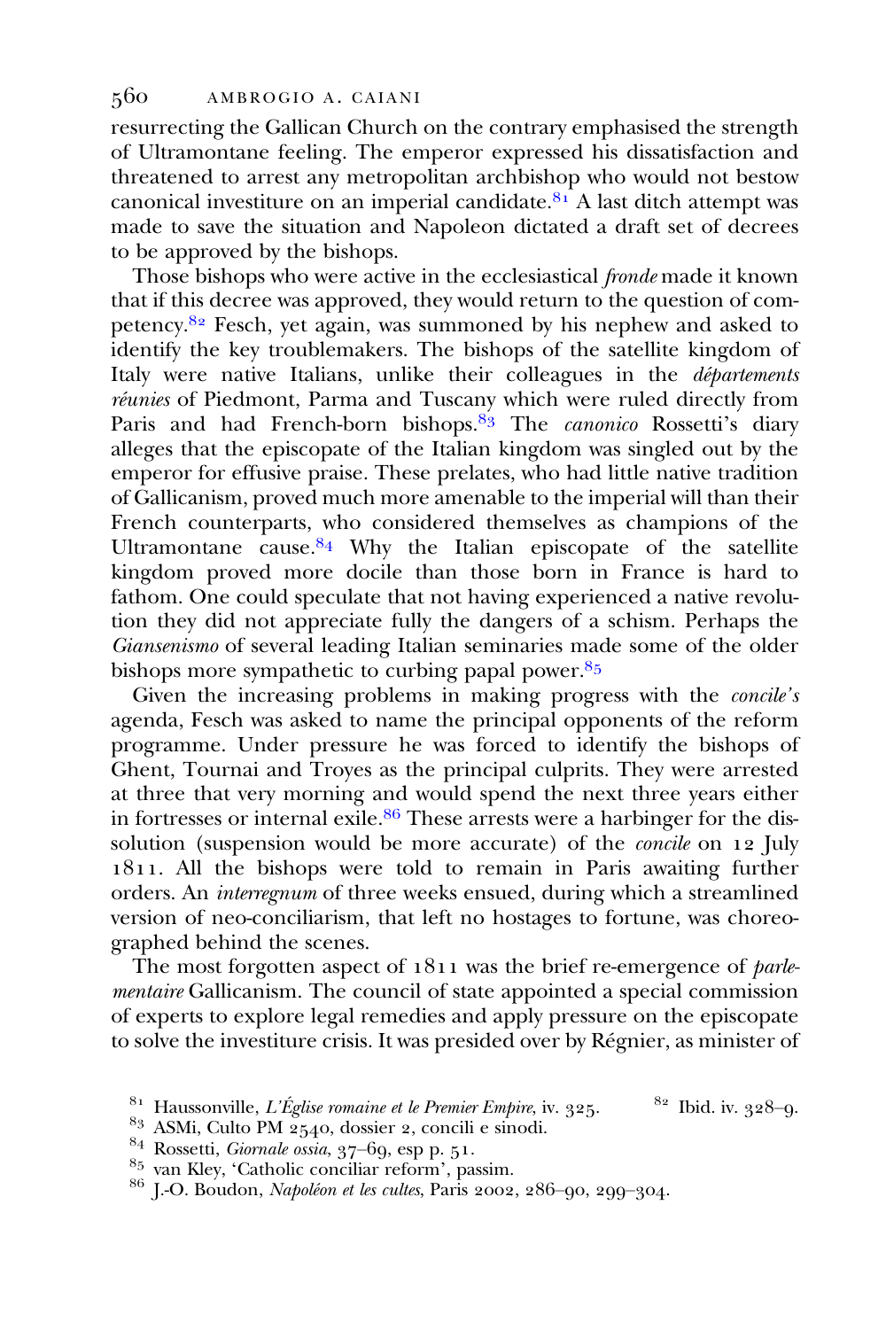resurrecting the Gallican Church on the contrary emphasised the strength of Ultramontane feeling. The emperor expressed his dissatisfaction and threatened to arrest any metropolitan archbishop who would not bestow canonical investiture on an imperial candidate.[81] A last ditch attempt was made to save the situation and Napoleon dictated a draft set of decrees to be approved by the bishops.

Those bishops who were active in the ecclesiastical *fronde* made it known that if this decree was approved, they would return to the question of competency.[82] Fesch, yet again, was summoned by his nephew and asked to identify the key troublemakers. The bishops of the satellite kingdom of Italy were native Italians, unlike their colleagues in the *départements réunies* of Piedmont, Parma and Tuscany which were ruled directly from Paris and had French-born bishops.[83] The *canonico* Rossetti's diary alleges that the episcopate of the Italian kingdom was singled out by the emperor for effusive praise. These prelates, who had little native tradition of Gallicanism, proved much more amenable to the imperial will than their French counterparts, who considered themselves as champions of the Ultramontane cause.[84] Why the Italian episcopate of the satellite kingdom proved more docile than those born in France is hard to fathom. One could speculate that not having experienced a native revolution they did not appreciate fully the dangers of a schism. Perhaps the *Giansenismo* of several leading Italian seminaries made some of the older bishops more sympathetic to curbing papal power.[85]

Given the increasing problems in making progress with the *concile's* agenda, Fesch was asked to name the principal opponents of the reform programme. Under pressure he was forced to identify the bishops of Ghent, Tournai and Troyes as the principal culprits. They were arrested at three that very morning and would spend the next three years either in fortresses or internal exile.[86] These arrests were a harbinger for the dissolution (suspension would be more accurate) of the *concile* on 12 July 1811. All the bishops were told to remain in Paris awaiting further orders. An *interregnum* of three weeks ensued, during which a streamlined version of neo-conciliarism, that left no hostages to fortune, was choreographed behind the scenes.

The most forgotten aspect of 1811 was the brief re-emergence of *parlementaire* Gallicanism. The council of state appointed a special commission of experts to explore legal remedies and apply pressure on the episcopate to solve the investiture crisis. It was presided over by Régnier, as minister of

[81] Haussonville, *L'Église romaine et le Premier Empire*, iv. 325. [82] Ibid. iv. 328–9.

[83] ASMi, Culto PM 2540, dossier 2, concili e sinodi.

[84] Rossetti, *Giornale ossia*, 37–69, esp p. 51.

[85] van Kley, 'Catholic conciliar reform', passim.

[86] J.-O. Boudon, *Napoléon et les cultes*, Paris 2002, 286–90, 299–304.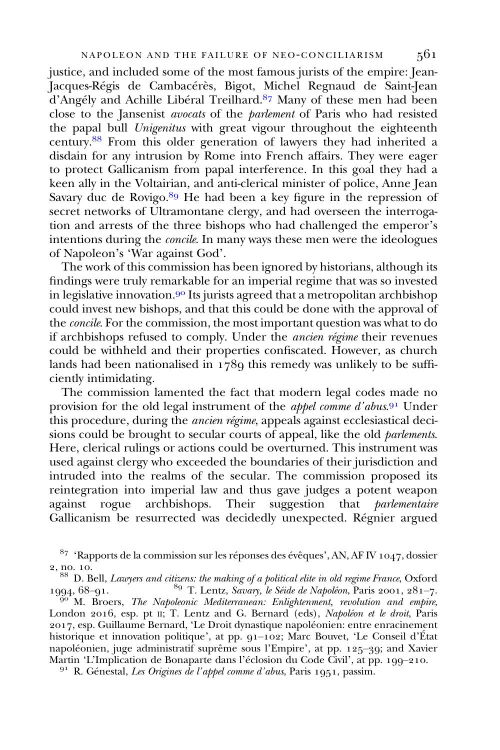justice, and included some of the most famous jurists of the empire: Jean-Jacques-Régis de Cambacérès, Bigot, Michel Regnaud de Saint-Jean d'Angély and Achille Libéral Treilhard.[87] Many of these men had been close to the Jansenist *avocats* of the *parlement* of Paris who had resisted the papal bull *Unigenitus* with great vigour throughout the eighteenth century.[88] From this older generation of lawyers they had inherited a disdain for any intrusion by Rome into French affairs. They were eager to protect Gallicanism from papal interference. In this goal they had a keen ally in the Voltairian, and anti-clerical minister of police, Anne Jean Savary duc de Rovigo.[89] He had been a key figure in the repression of secret networks of Ultramontane clergy, and had overseen the interrogation and arrests of the three bishops who had challenged the emperor's intentions during the *concile*. In many ways these men were the ideologues of Napoleon's 'War against God'.

The work of this commission has been ignored by historians, although its findings were truly remarkable for an imperial regime that was so invested in legislative innovation.[90] Its jurists agreed that a metropolitan archbishop could invest new bishops, and that this could be done with the approval of the *concile*. For the commission, the most important question was what to do if archbishops refused to comply. Under the *ancien régime* their revenues could be withheld and their properties confiscated. However, as church lands had been nationalised in 1789 this remedy was unlikely to be sufficiently intimidating.

The commission lamented the fact that modern legal codes made no provision for the old legal instrument of the *appel comme d'abus*.[91] Under this procedure, during the *ancien régime*, appeals against ecclesiastical decisions could be brought to secular courts of appeal, like the old *parlements*. Here, clerical rulings or actions could be overturned. This instrument was used against clergy who exceeded the boundaries of their jurisdiction and intruded into the realms of the secular. The commission proposed its reintegration into imperial law and thus gave judges a potent weapon against rogue archbishops. Their suggestion that *parlementaire* Gallicanism be resurrected was decidedly unexpected. Régnier argued

---

[87] 'Rapports de la commission sur les réponses des évêques', AN, AF IV 1047, dossier 2, no. 10.

[88] D. Bell, *Lawyers and citizens: the making of a political elite in old regime France*, Oxford 1994, 68–91.

[89] T. Lentz, *Savary, le Séide de Napoléon*, Paris 2001, 281–7.

[90] M. Broers, *The Napoleonic Mediterranean: Enlightenment, revolution and empire*, London 2016, esp. pt II; T. Lentz and G. Bernard (eds), *Napoléon et le droit*, Paris 2017, esp. Guillaume Bernard, 'Le Droit dynastique napoléonien: entre enracinement historique et innovation politique', at pp. 91–102; Marc Bouvet, 'Le Conseil d'État napoléonien, juge administratif suprême sous l'Empire', at pp. 125–39; and Xavier Martin 'L'Implication de Bonaparte dans l'éclosion du Code Civil', at pp. 199–210.

[91] R. Génestal, *Les Origines de l'appel comme d'abus*, Paris 1951, passim.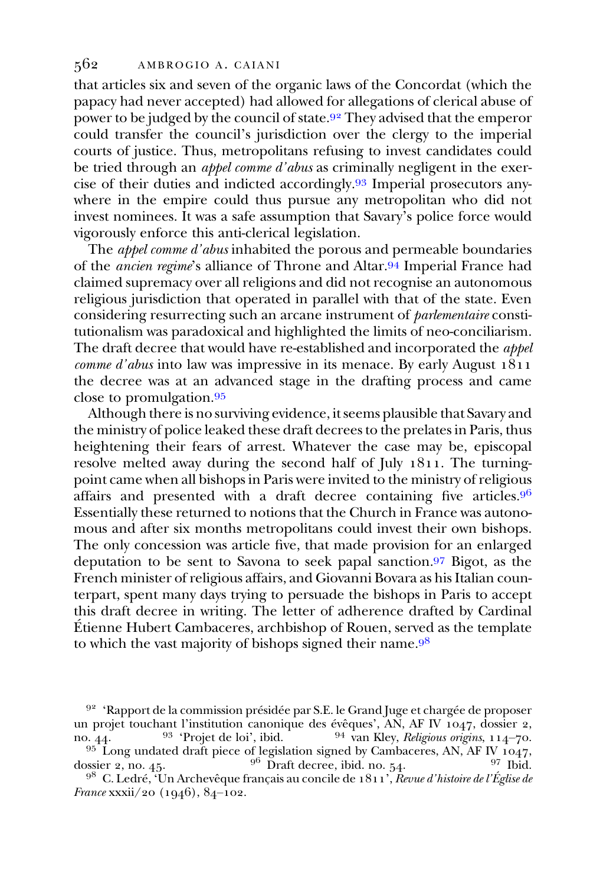that articles six and seven of the organic laws of the Concordat (which the papacy had never accepted) had allowed for allegations of clerical abuse of power to be judged by the council of state.[92] They advised that the emperor could transfer the council's jurisdiction over the clergy to the imperial courts of justice. Thus, metropolitans refusing to invest candidates could be tried through an *appel comme d'abus* as criminally negligent in the exercise of their duties and indicted accordingly.[93] Imperial prosecutors anywhere in the empire could thus pursue any metropolitan who did not invest nominees. It was a safe assumption that Savary's police force would vigorously enforce this anti-clerical legislation.

The *appel comme d'abus* inhabited the porous and permeable boundaries of the *ancien regime*'s alliance of Throne and Altar.[94] Imperial France had claimed supremacy over all religions and did not recognise an autonomous religious jurisdiction that operated in parallel with that of the state. Even considering resurrecting such an arcane instrument of *parlementaire* constitutionalism was paradoxical and highlighted the limits of neo-conciliarism. The draft decree that would have re-established and incorporated the *appel comme d'abus* into law was impressive in its menace. By early August 1811 the decree was at an advanced stage in the drafting process and came close to promulgation.[95]

Although there is no surviving evidence, it seems plausible that Savary and the ministry of police leaked these draft decrees to the prelates in Paris, thus heightening their fears of arrest. Whatever the case may be, episcopal resolve melted away during the second half of July 1811. The turning-point came when all bishops in Paris were invited to the ministry of religious affairs and presented with a draft decree containing five articles.[96] Essentially these returned to notions that the Church in France was autonomous and after six months metropolitans could invest their own bishops. The only concession was article five, that made provision for an enlarged deputation to be sent to Savona to seek papal sanction.[97] Bigot, as the French minister of religious affairs, and Giovanni Bovara as his Italian counterpart, spent many days trying to persuade the bishops in Paris to accept this draft decree in writing. The letter of adherence drafted by Cardinal Étienne Hubert Cambaceres, archbishop of Rouen, served as the template to which the vast majority of bishops signed their name.[98]

---

[92] 'Rapport de la commission présidée par S.E. le Grand Juge et chargée de proposer un projet touchant l'institution canonique des évêques', AN, AF IV 1047, dossier 2, no. 44. [93] 'Projet de loi', ibid. [94] van Kley, *Religious origins*, 114–70.

[95] Long undated draft piece of legislation signed by Cambaceres, AN, AF IV 1047, dossier 2, no. 45. [96] Draft decree, ibid. no. 54. [97] Ibid.

[98] C. Ledré, 'Un Archevêque français au concile de 1811', *Revue d'histoire de l'Église de France* xxxii/20 (1946), 84–102.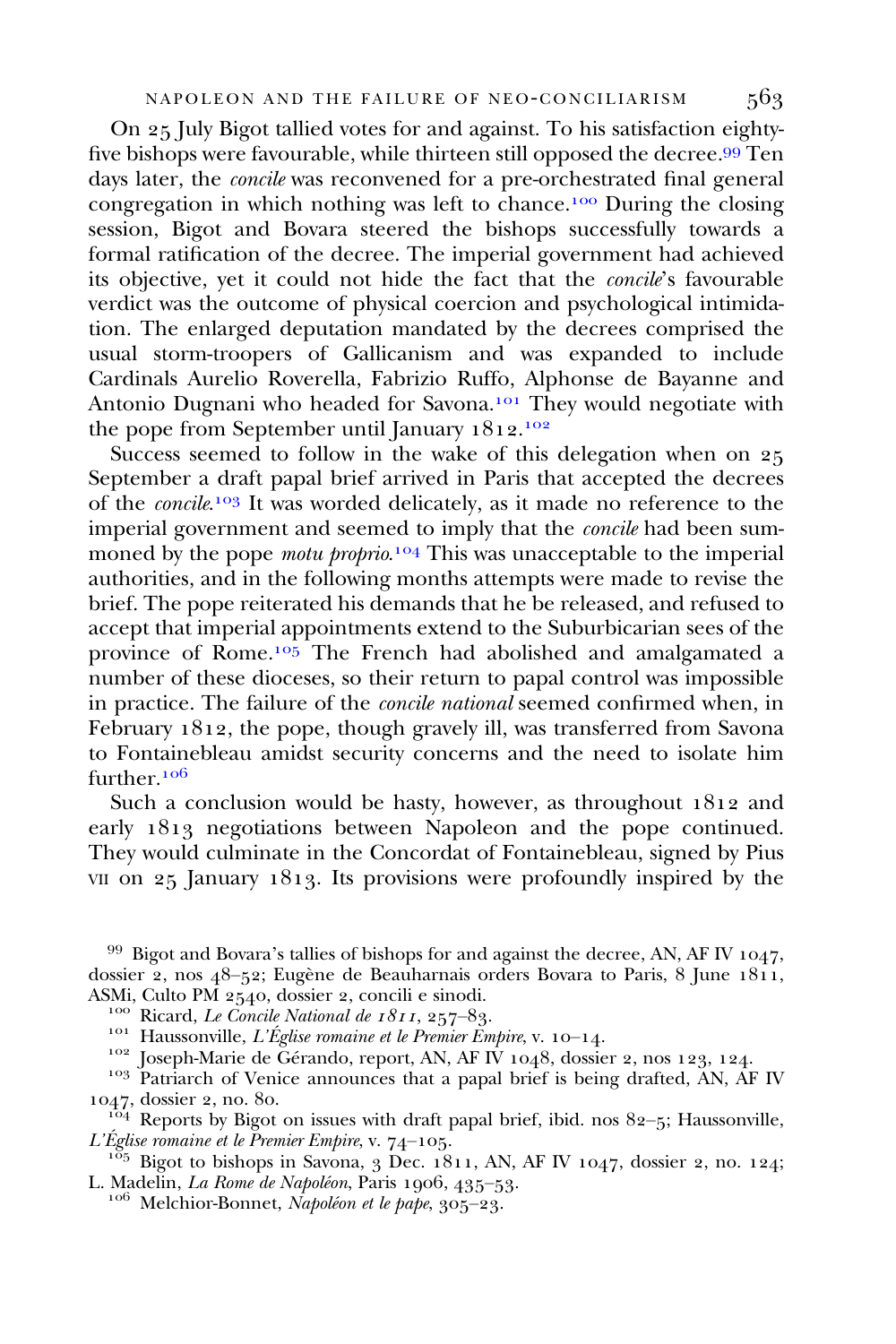On 25 July Bigot tallied votes for and against. To his satisfaction eighty-five bishops were favourable, while thirteen still opposed the decree.[99] Ten days later, the *concile* was reconvened for a pre-orchestrated final general congregation in which nothing was left to chance.[100] During the closing session, Bigot and Bovara steered the bishops successfully towards a formal ratification of the decree. The imperial government had achieved its objective, yet it could not hide the fact that the *concile*'s favourable verdict was the outcome of physical coercion and psychological intimidation. The enlarged deputation mandated by the decrees comprised the usual storm-troopers of Gallicanism and was expanded to include Cardinals Aurelio Roverella, Fabrizio Ruffo, Alphonse de Bayanne and Antonio Dugnani who headed for Savona.[101] They would negotiate with the pope from September until January 1812.[102]

Success seemed to follow in the wake of this delegation when on 25 September a draft papal brief arrived in Paris that accepted the decrees of the *concile*.[103] It was worded delicately, as it made no reference to the imperial government and seemed to imply that the *concile* had been summoned by the pope *motu proprio*.[104] This was unacceptable to the imperial authorities, and in the following months attempts were made to revise the brief. The pope reiterated his demands that he be released, and refused to accept that imperial appointments extend to the Suburbicarian sees of the province of Rome.[105] The French had abolished and amalgamated a number of these dioceses, so their return to papal control was impossible in practice. The failure of the *concile national* seemed confirmed when, in February 1812, the pope, though gravely ill, was transferred from Savona to Fontainebleau amidst security concerns and the need to isolate him further.[106]

Such a conclusion would be hasty, however, as throughout 1812 and early 1813 negotiations between Napoleon and the pope continued. They would culminate in the Concordat of Fontainebleau, signed by Pius VII on 25 January 1813. Its provisions were profoundly inspired by the

[99] Bigot and Bovara's tallies of bishops for and against the decree, AN, AF IV 1047, dossier 2, nos 48–52; Eugène de Beauharnais orders Bovara to Paris, 8 June 1811, ASMi, Culto PM 2540, dossier 2, concili e sinodi.

[100] Ricard, *Le Concile National de 1811*, 257–83.

[101] Haussonville, *L'Église romaine et le Premier Empire*, v. 10–14.

[102] Joseph-Marie de Gérando, report, AN, AF IV 1048, dossier 2, nos 123, 124.

[103] Patriarch of Venice announces that a papal brief is being drafted, AN, AF IV 1047, dossier 2, no. 80.

[104] Reports by Bigot on issues with draft papal brief, ibid. nos 82–5; Haussonville, *L'Église romaine et le Premier Empire*, v. 74–105.

[105] Bigot to bishops in Savona, 3 Dec. 1811, AN, AF IV 1047, dossier 2, no. 124; L. Madelin, *La Rome de Napoléon*, Paris 1906, 435–53.

[106] Melchior-Bonnet, *Napoléon et le pape*, 305–23.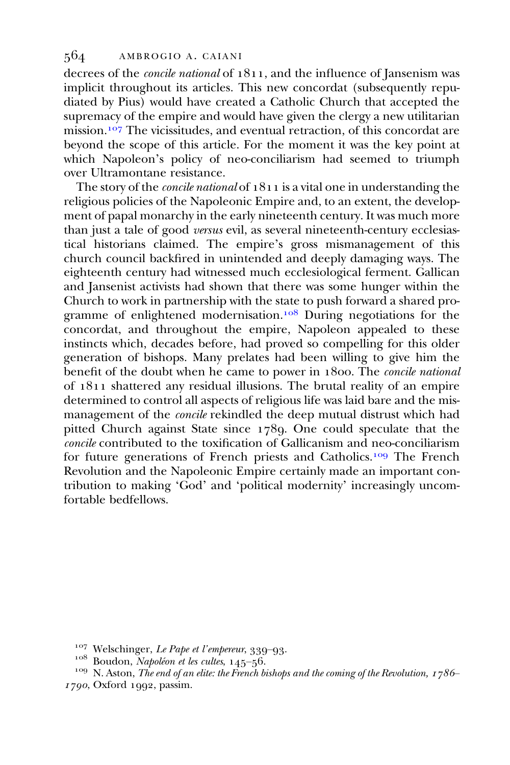decrees of the *concile national* of 1811, and the influence of Jansenism was implicit throughout its articles. This new concordat (subsequently repudiated by Pius) would have created a Catholic Church that accepted the supremacy of the empire and would have given the clergy a new utilitarian mission.[107] The vicissitudes, and eventual retraction, of this concordat are beyond the scope of this article. For the moment it was the key point at which Napoleon's policy of neo-conciliarism had seemed to triumph over Ultramontane resistance.

The story of the *concile national* of 1811 is a vital one in understanding the religious policies of the Napoleonic Empire and, to an extent, the development of papal monarchy in the early nineteenth century. It was much more than just a tale of good *versus* evil, as several nineteenth-century ecclesiastical historians claimed. The empire's gross mismanagement of this church council backfired in unintended and deeply damaging ways. The eighteenth century had witnessed much ecclesiological ferment. Gallican and Jansenist activists had shown that there was some hunger within the Church to work in partnership with the state to push forward a shared programme of enlightened modernisation.[108] During negotiations for the concordat, and throughout the empire, Napoleon appealed to these instincts which, decades before, had proved so compelling for this older generation of bishops. Many prelates had been willing to give him the benefit of the doubt when he came to power in 1800. The *concile national* of 1811 shattered any residual illusions. The brutal reality of an empire determined to control all aspects of religious life was laid bare and the mismanagement of the *concile* rekindled the deep mutual distrust which had pitted Church against State since 1789. One could speculate that the *concile* contributed to the toxification of Gallicanism and neo-conciliarism for future generations of French priests and Catholics.[109] The French Revolution and the Napoleonic Empire certainly made an important contribution to making 'God' and 'political modernity' increasingly uncomfortable bedfellows.

[107] Welschinger, *Le Pape et l'empereur*, 339–93.

[108] Boudon, *Napoléon et les cultes*, 145–56.

[109] N. Aston, *The end of an elite: the French bishops and the coming of the Revolution, 1786–1790*, Oxford 1992, passim.